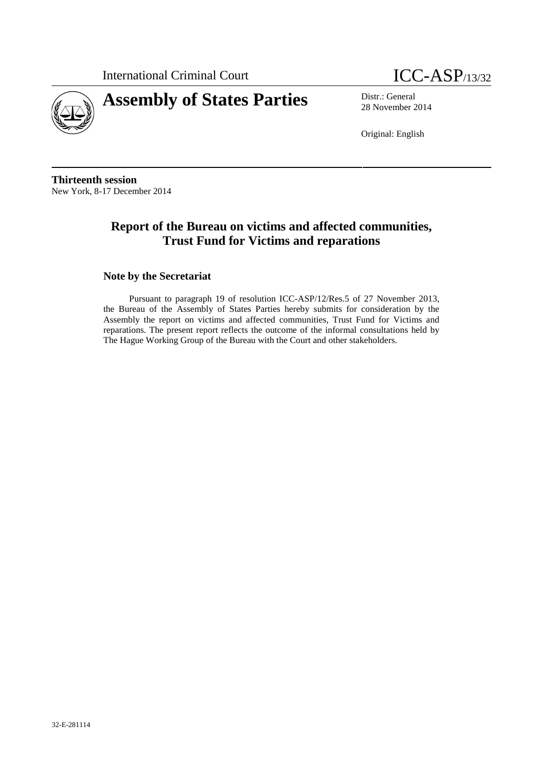International Criminal Court

ICC-ASP/13/32

# Assembly of States Parties

Distr.: General
28 November 2014

Original: English

**Thirteenth session**
New York, 8-17 December 2014

## Report of the Bureau on victims and affected communities, Trust Fund for Victims and reparations

### Note by the Secretariat

Pursuant to paragraph 19 of resolution ICC-ASP/12/Res.5 of 27 November 2013, the Bureau of the Assembly of States Parties hereby submits for consideration by the Assembly the report on victims and affected communities, Trust Fund for Victims and reparations. The present report reflects the outcome of the informal consultations held by The Hague Working Group of the Bureau with the Court and other stakeholders.

32-E-281114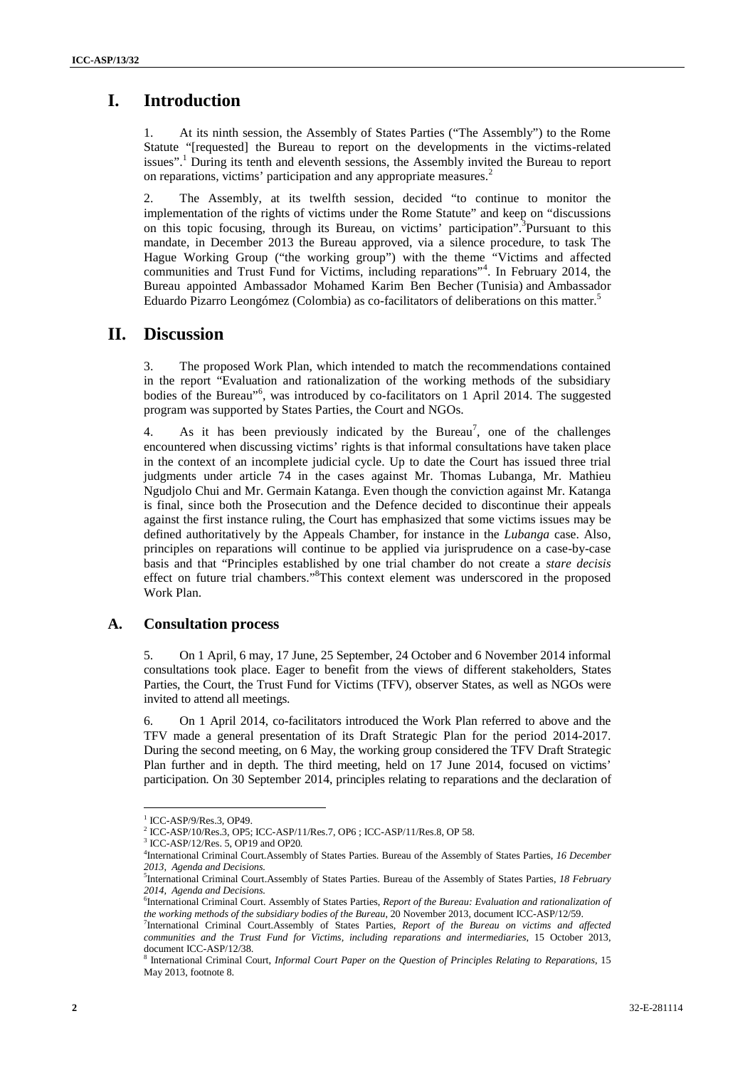# I. Introduction

1. At its ninth session, the Assembly of States Parties ("The Assembly") to the Rome Statute "[requested] the Bureau to report on the developments in the victims-related issues".[1] During its tenth and eleventh sessions, the Assembly invited the Bureau to report on reparations, victims' participation and any appropriate measures.[2]

2. The Assembly, at its twelfth session, decided "to continue to monitor the implementation of the rights of victims under the Rome Statute" and keep on "discussions on this topic focusing, through its Bureau, on victims' participation".[3] Pursuant to this mandate, in December 2013 the Bureau approved, via a silence procedure, to task The Hague Working Group ("the working group") with the theme "Victims and affected communities and Trust Fund for Victims, including reparations"[4]. In February 2014, the Bureau appointed Ambassador Mohamed Karim Ben Becher (Tunisia) and Ambassador Eduardo Pizarro Leongómez (Colombia) as co-facilitators of deliberations on this matter.[5]

# II. Discussion

3. The proposed Work Plan, which intended to match the recommendations contained in the report "Evaluation and rationalization of the working methods of the subsidiary bodies of the Bureau"[6], was introduced by co-facilitators on 1 April 2014. The suggested program was supported by States Parties, the Court and NGOs.

4. As it has been previously indicated by the Bureau[7], one of the challenges encountered when discussing victims' rights is that informal consultations have taken place in the context of an incomplete judicial cycle. Up to date the Court has issued three trial judgments under article 74 in the cases against Mr. Thomas Lubanga, Mr. Mathieu Ngudjolo Chui and Mr. Germain Katanga. Even though the conviction against Mr. Katanga is final, since both the Prosecution and the Defence decided to discontinue their appeals against the first instance ruling, the Court has emphasized that some victims issues may be defined authoritatively by the Appeals Chamber, for instance in the *Lubanga* case. Also, principles on reparations will continue to be applied via jurisprudence on a case-by-case basis and that "Principles established by one trial chamber do not create a *stare decisis* effect on future trial chambers."[8] This context element was underscored in the proposed Work Plan.

## A. Consultation process

5. On 1 April, 6 may, 17 June, 25 September, 24 October and 6 November 2014 informal consultations took place. Eager to benefit from the views of different stakeholders, States Parties, the Court, the Trust Fund for Victims (TFV), observer States, as well as NGOs were invited to attend all meetings.

6. On 1 April 2014, co-facilitators introduced the Work Plan referred to above and the TFV made a general presentation of its Draft Strategic Plan for the period 2014-2017. During the second meeting, on 6 May, the working group considered the TFV Draft Strategic Plan further and in depth. The third meeting, held on 17 June 2014, focused on victims' participation. On 30 September 2014, principles relating to reparations and the declaration of

---

[1] ICC-ASP/9/Res.3, OP49.

[2] ICC-ASP/10/Res.3, OP5; ICC-ASP/11/Res.7, OP6 ; ICC-ASP/11/Res.8, OP 58.

[3] ICC-ASP/12/Res. 5, OP19 and OP20.

[4] International Criminal Court.Assembly of States Parties. Bureau of the Assembly of States Parties, *16 December 2013, Agenda and Decisions.*

[5] International Criminal Court.Assembly of States Parties. Bureau of the Assembly of States Parties, *18 February 2014, Agenda and Decisions.*

[6] International Criminal Court. Assembly of States Parties, *Report of the Bureau: Evaluation and rationalization of the working methods of the subsidiary bodies of the Bureau*, 20 November 2013, document ICC-ASP/12/59.

[7] International Criminal Court.Assembly of States Parties, *Report of the Bureau on victims and affected communities and the Trust Fund for Victims, including reparations and intermediaries*, 15 October 2013, document ICC-ASP/12/38.

[8] International Criminal Court, *Informal Court Paper on the Question of Principles Relating to Reparations*, 15 May 2013, footnote 8.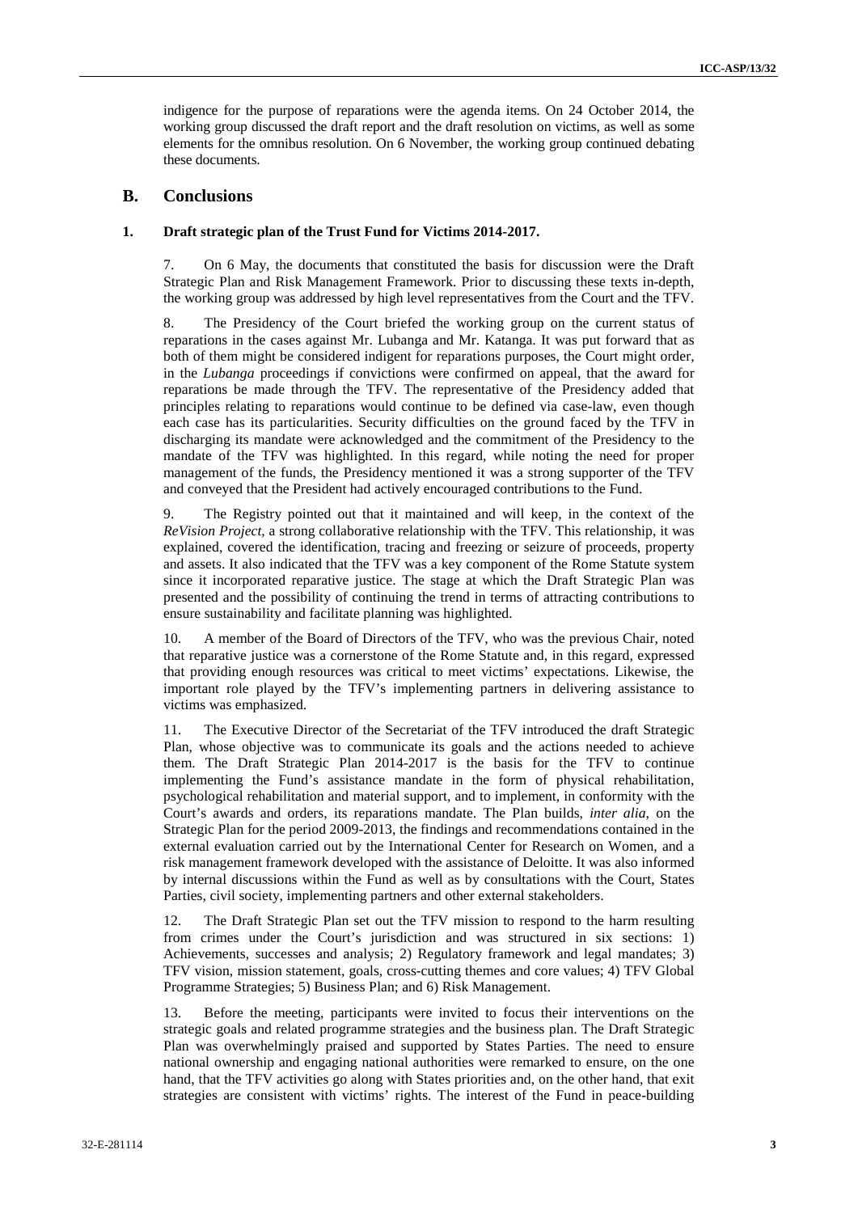indigence for the purpose of reparations were the agenda items. On 24 October 2014, the working group discussed the draft report and the draft resolution on victims, as well as some elements for the omnibus resolution. On 6 November, the working group continued debating these documents.

## B. Conclusions

### 1. Draft strategic plan of the Trust Fund for Victims 2014-2017.

7. On 6 May, the documents that constituted the basis for discussion were the Draft Strategic Plan and Risk Management Framework. Prior to discussing these texts in-depth, the working group was addressed by high level representatives from the Court and the TFV.

8. The Presidency of the Court briefed the working group on the current status of reparations in the cases against Mr. Lubanga and Mr. Katanga. It was put forward that as both of them might be considered indigent for reparations purposes, the Court might order, in the *Lubanga* proceedings if convictions were confirmed on appeal, that the award for reparations be made through the TFV. The representative of the Presidency added that principles relating to reparations would continue to be defined via case-law, even though each case has its particularities. Security difficulties on the ground faced by the TFV in discharging its mandate were acknowledged and the commitment of the Presidency to the mandate of the TFV was highlighted. In this regard, while noting the need for proper management of the funds, the Presidency mentioned it was a strong supporter of the TFV and conveyed that the President had actively encouraged contributions to the Fund.

9. The Registry pointed out that it maintained and will keep, in the context of the *ReVision Project*, a strong collaborative relationship with the TFV. This relationship, it was explained, covered the identification, tracing and freezing or seizure of proceeds, property and assets. It also indicated that the TFV was a key component of the Rome Statute system since it incorporated reparative justice. The stage at which the Draft Strategic Plan was presented and the possibility of continuing the trend in terms of attracting contributions to ensure sustainability and facilitate planning was highlighted.

10. A member of the Board of Directors of the TFV, who was the previous Chair, noted that reparative justice was a cornerstone of the Rome Statute and, in this regard, expressed that providing enough resources was critical to meet victims' expectations. Likewise, the important role played by the TFV's implementing partners in delivering assistance to victims was emphasized.

11. The Executive Director of the Secretariat of the TFV introduced the draft Strategic Plan, whose objective was to communicate its goals and the actions needed to achieve them. The Draft Strategic Plan 2014-2017 is the basis for the TFV to continue implementing the Fund's assistance mandate in the form of physical rehabilitation, psychological rehabilitation and material support, and to implement, in conformity with the Court's awards and orders, its reparations mandate. The Plan builds, *inter alia*, on the Strategic Plan for the period 2009-2013, the findings and recommendations contained in the external evaluation carried out by the International Center for Research on Women, and a risk management framework developed with the assistance of Deloitte. It was also informed by internal discussions within the Fund as well as by consultations with the Court, States Parties, civil society, implementing partners and other external stakeholders.

12. The Draft Strategic Plan set out the TFV mission to respond to the harm resulting from crimes under the Court's jurisdiction and was structured in six sections: 1) Achievements, successes and analysis; 2) Regulatory framework and legal mandates; 3) TFV vision, mission statement, goals, cross-cutting themes and core values; 4) TFV Global Programme Strategies; 5) Business Plan; and 6) Risk Management.

13. Before the meeting, participants were invited to focus their interventions on the strategic goals and related programme strategies and the business plan. The Draft Strategic Plan was overwhelmingly praised and supported by States Parties. The need to ensure national ownership and engaging national authorities were remarked to ensure, on the one hand, that the TFV activities go along with States priorities and, on the other hand, that exit strategies are consistent with victims' rights. The interest of the Fund in peace-building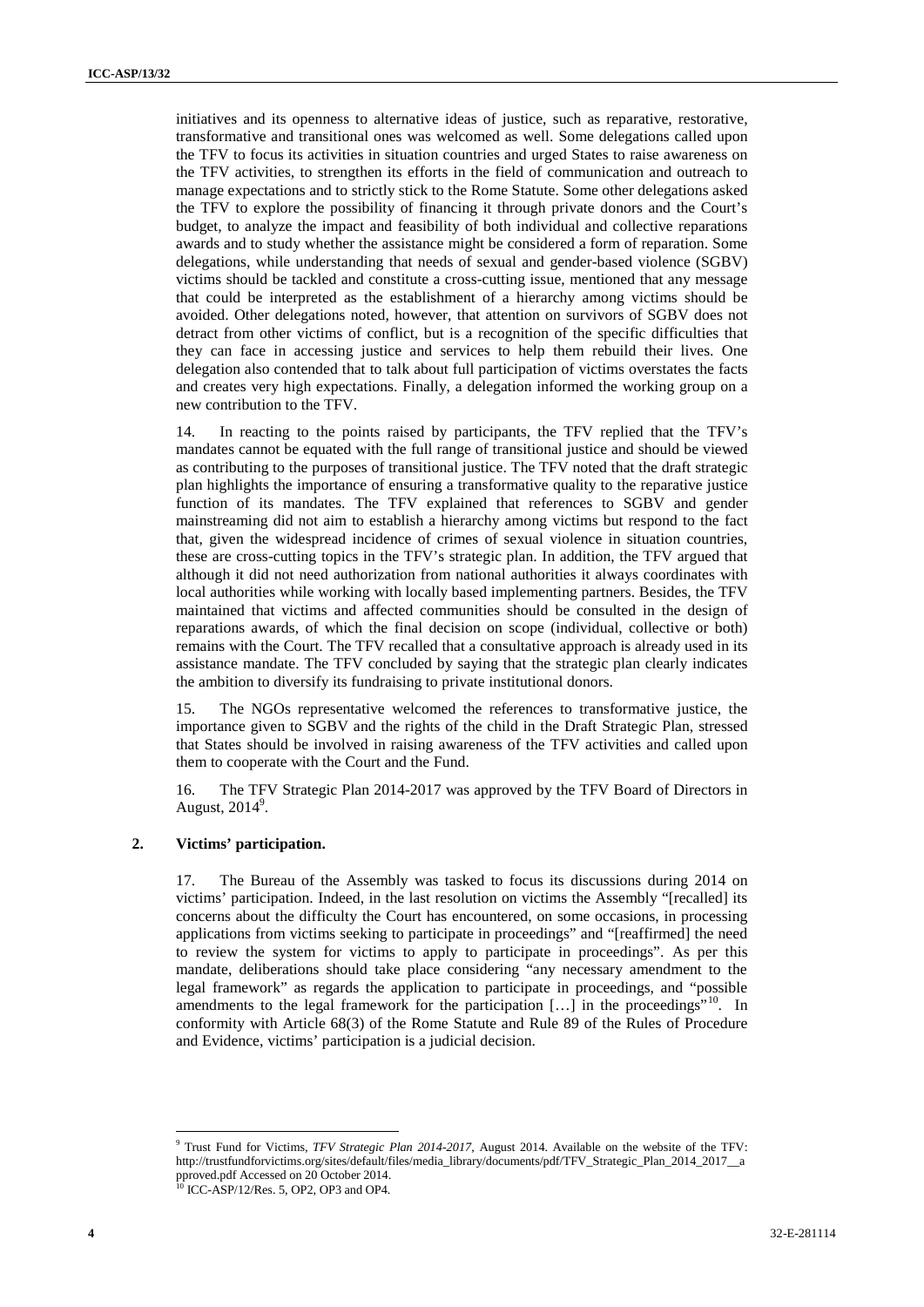initiatives and its openness to alternative ideas of justice, such as reparative, restorative, transformative and transitional ones was welcomed as well. Some delegations called upon the TFV to focus its activities in situation countries and urged States to raise awareness on the TFV activities, to strengthen its efforts in the field of communication and outreach to manage expectations and to strictly stick to the Rome Statute. Some other delegations asked the TFV to explore the possibility of financing it through private donors and the Court's budget, to analyze the impact and feasibility of both individual and collective reparations awards and to study whether the assistance might be considered a form of reparation. Some delegations, while understanding that needs of sexual and gender-based violence (SGBV) victims should be tackled and constitute a cross-cutting issue, mentioned that any message that could be interpreted as the establishment of a hierarchy among victims should be avoided. Other delegations noted, however, that attention on survivors of SGBV does not detract from other victims of conflict, but is a recognition of the specific difficulties that they can face in accessing justice and services to help them rebuild their lives. One delegation also contended that to talk about full participation of victims overstates the facts and creates very high expectations. Finally, a delegation informed the working group on a new contribution to the TFV.

14. In reacting to the points raised by participants, the TFV replied that the TFV's mandates cannot be equated with the full range of transitional justice and should be viewed as contributing to the purposes of transitional justice. The TFV noted that the draft strategic plan highlights the importance of ensuring a transformative quality to the reparative justice function of its mandates. The TFV explained that references to SGBV and gender mainstreaming did not aim to establish a hierarchy among victims but respond to the fact that, given the widespread incidence of crimes of sexual violence in situation countries, these are cross-cutting topics in the TFV's strategic plan. In addition, the TFV argued that although it did not need authorization from national authorities it always coordinates with local authorities while working with locally based implementing partners. Besides, the TFV maintained that victims and affected communities should be consulted in the design of reparations awards, of which the final decision on scope (individual, collective or both) remains with the Court. The TFV recalled that a consultative approach is already used in its assistance mandate. The TFV concluded by saying that the strategic plan clearly indicates the ambition to diversify its fundraising to private institutional donors.

15. The NGOs representative welcomed the references to transformative justice, the importance given to SGBV and the rights of the child in the Draft Strategic Plan, stressed that States should be involved in raising awareness of the TFV activities and called upon them to cooperate with the Court and the Fund.

16. The TFV Strategic Plan 2014-2017 was approved by the TFV Board of Directors in August, 2014[9].

### 2. Victims' participation.

17. The Bureau of the Assembly was tasked to focus its discussions during 2014 on victims' participation. Indeed, in the last resolution on victims the Assembly "[recalled] its concerns about the difficulty the Court has encountered, on some occasions, in processing applications from victims seeking to participate in proceedings" and "[reaffirmed] the need to review the system for victims to apply to participate in proceedings". As per this mandate, deliberations should take place considering "any necessary amendment to the legal framework" as regards the application to participate in proceedings, and "possible amendments to the legal framework for the participation […] in the proceedings"[10]. In conformity with Article 68(3) of the Rome Statute and Rule 89 of the Rules of Procedure and Evidence, victims' participation is a judicial decision.

---

[9] Trust Fund for Victims, *TFV Strategic Plan 2014-2017*, August 2014. Available on the website of the TFV: http://trustfundforvictims.org/sites/default/files/media_library/documents/pdf/TFV_Strategic_Plan_2014_2017__approved.pdf Accessed on 20 October 2014.

[10] ICC-ASP/12/Res. 5, OP2, OP3 and OP4.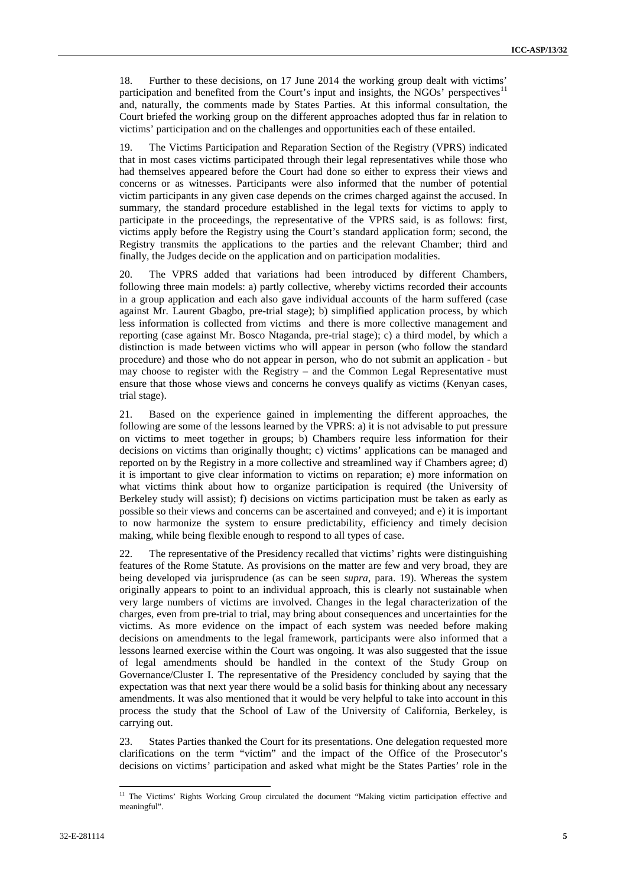18. Further to these decisions, on 17 June 2014 the working group dealt with victims' participation and benefited from the Court's input and insights, the NGOs' perspectives[11] and, naturally, the comments made by States Parties. At this informal consultation, the Court briefed the working group on the different approaches adopted thus far in relation to victims' participation and on the challenges and opportunities each of these entailed.

19. The Victims Participation and Reparation Section of the Registry (VPRS) indicated that in most cases victims participated through their legal representatives while those who had themselves appeared before the Court had done so either to express their views and concerns or as witnesses. Participants were also informed that the number of potential victim participants in any given case depends on the crimes charged against the accused. In summary, the standard procedure established in the legal texts for victims to apply to participate in the proceedings, the representative of the VPRS said, is as follows: first, victims apply before the Registry using the Court's standard application form; second, the Registry transmits the applications to the parties and the relevant Chamber; third and finally, the Judges decide on the application and on participation modalities.

20. The VPRS added that variations had been introduced by different Chambers, following three main models: a) partly collective, whereby victims recorded their accounts in a group application and each also gave individual accounts of the harm suffered (case against Mr. Laurent Gbagbo, pre-trial stage); b) simplified application process, by which less information is collected from victims and there is more collective management and reporting (case against Mr. Bosco Ntaganda, pre-trial stage); c) a third model, by which a distinction is made between victims who will appear in person (who follow the standard procedure) and those who do not appear in person, who do not submit an application - but may choose to register with the Registry – and the Common Legal Representative must ensure that those whose views and concerns he conveys qualify as victims (Kenyan cases, trial stage).

21. Based on the experience gained in implementing the different approaches, the following are some of the lessons learned by the VPRS: a) it is not advisable to put pressure on victims to meet together in groups; b) Chambers require less information for their decisions on victims than originally thought; c) victims' applications can be managed and reported on by the Registry in a more collective and streamlined way if Chambers agree; d) it is important to give clear information to victims on reparation; e) more information on what victims think about how to organize participation is required (the University of Berkeley study will assist); f) decisions on victims participation must be taken as early as possible so their views and concerns can be ascertained and conveyed; and e) it is important to now harmonize the system to ensure predictability, efficiency and timely decision making, while being flexible enough to respond to all types of case.

22. The representative of the Presidency recalled that victims' rights were distinguishing features of the Rome Statute. As provisions on the matter are few and very broad, they are being developed via jurisprudence (as can be seen *supra*, para. 19). Whereas the system originally appears to point to an individual approach, this is clearly not sustainable when very large numbers of victims are involved. Changes in the legal characterization for the charges, even from pre-trial to trial, may bring about consequences and uncertainties for the victims. As more evidence on the impact of each system was needed before making decisions on amendments to the legal framework, participants were also informed that a lessons learned exercise within the Court was ongoing. It was also suggested that the issue of legal amendments should be handled in the context of the Study Group on Governance/Cluster I. The representative of the Presidency concluded by saying that the expectation was that next year there would be a solid basis for thinking about any necessary amendments. It was also mentioned that it would be very helpful to take into account in this process the study that the School of Law of the University of California, Berkeley, is carrying out.

23. States Parties thanked the Court for its presentations. One delegation requested more clarifications on the term "victim" and the impact of the Office of the Prosecutor's decisions on victims' participation and asked what might be the States Parties' role in the

[11] The Victims' Rights Working Group circulated the document "Making victim participation effective and meaningful".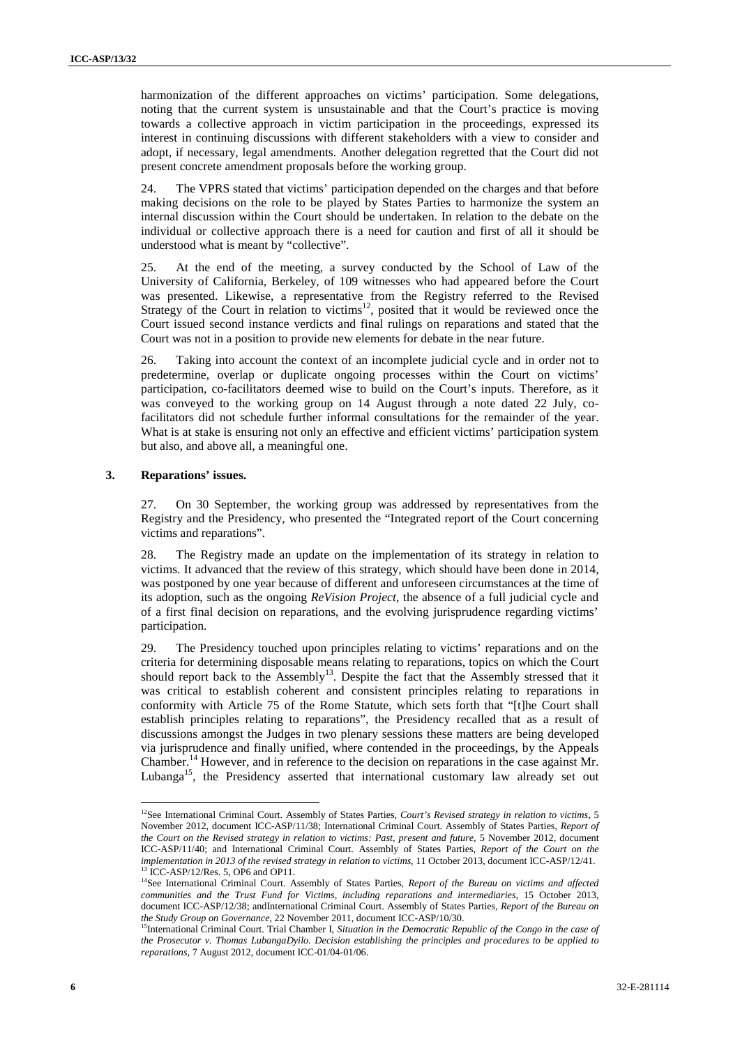harmonization of the different approaches on victims' participation. Some delegations, noting that the current system is unsustainable and that the Court's practice is moving towards a collective approach in victim participation in the proceedings, expressed its interest in continuing discussions with different stakeholders with a view to consider and adopt, if necessary, legal amendments. Another delegation regretted that the Court did not present concrete amendment proposals before the working group.

24. The VPRS stated that victims' participation depended on the charges and that before making decisions on the role to be played by States Parties to harmonize the system an internal discussion within the Court should be undertaken. In relation to the debate on the individual or collective approach there is a need for caution and first of all it should be understood what is meant by "collective".

25. At the end of the meeting, a survey conducted by the School of Law of the University of California, Berkeley, of 109 witnesses who had appeared before the Court was presented. Likewise, a representative from the Registry referred to the Revised Strategy of the Court in relation to victims[12], posited that it would be reviewed once the Court issued second instance verdicts and final rulings on reparations and stated that the Court was not in a position to provide new elements for debate in the near future.

26. Taking into account the context of an incomplete judicial cycle and in order not to predetermine, overlap or duplicate ongoing processes within the Court on victims' participation, co-facilitators deemed wise to build on the Court's inputs. Therefore, as it was conveyed to the working group on 14 August through a note dated 22 July, co-facilitators did not schedule further informal consultations for the remainder of the year. What is at stake is ensuring not only an effective and efficient victims' participation system but also, and above all, a meaningful one.

### 3. Reparations' issues.

27. On 30 September, the working group was addressed by representatives from the Registry and the Presidency, who presented the "Integrated report of the Court concerning victims and reparations".

28. The Registry made an update on the implementation of its strategy in relation to victims. It advanced that the review of this strategy, which should have been done in 2014, was postponed by one year because of different and unforeseen circumstances at the time of its adoption, such as the ongoing *ReVision Project*, the absence of a full judicial cycle and of a first final decision on reparations, and the evolving jurisprudence regarding victims' participation.

29. The Presidency touched upon principles relating to victims' reparations and on the criteria for determining disposable means relating to reparations, topics on which the Court should report back to the Assembly[13]. Despite the fact that the Assembly stressed that it was critical to establish coherent and consistent principles relating to reparations in conformity with Article 75 of the Rome Statute, which sets forth that "[t]he Court shall establish principles relating to reparations", the Presidency recalled that as a result of discussions amongst the Judges in two plenary sessions these matters are being developed via jurisprudence and finally unified, where contended in the proceedings, by the Appeals Chamber.[14] However, and in reference to the decision on reparations in the case against Mr. Lubanga[15], the Presidency asserted that international customary law already set out

---

[12] See International Criminal Court. Assembly of States Parties, *Court's Revised strategy in relation to victims*, 5 November 2012, document ICC-ASP/11/38; International Criminal Court. Assembly of States Parties, *Report of the Court on the Revised strategy in relation to victims: Past, present and future*, 5 November 2012, document ICC-ASP/11/40; and International Criminal Court. Assembly of States Parties, *Report of the Court on the implementation in 2013 of the revised strategy in relation to victims*, 11 October 2013, document ICC-ASP/12/41.

[13] ICC-ASP/12/Res. 5, OP6 and OP11.

[14] See International Criminal Court. Assembly of States Parties, *Report of the Bureau on victims and affected communities and the Trust Fund for Victims, including reparations and intermediaries*, 15 October 2013, document ICC-ASP/12/38; andInternational Criminal Court. Assembly of States Parties, *Report of the Bureau on the Study Group on Governance*, 22 November 2011, document ICC-ASP/10/30.

[15] International Criminal Court. Trial Chamber I, *Situation in the Democratic Republic of the Congo in the case of the Prosecutor v. Thomas LubangaDyilo. Decision establishing the principles and procedures to be applied to reparations*, 7 August 2012, document ICC-01/04-01/06.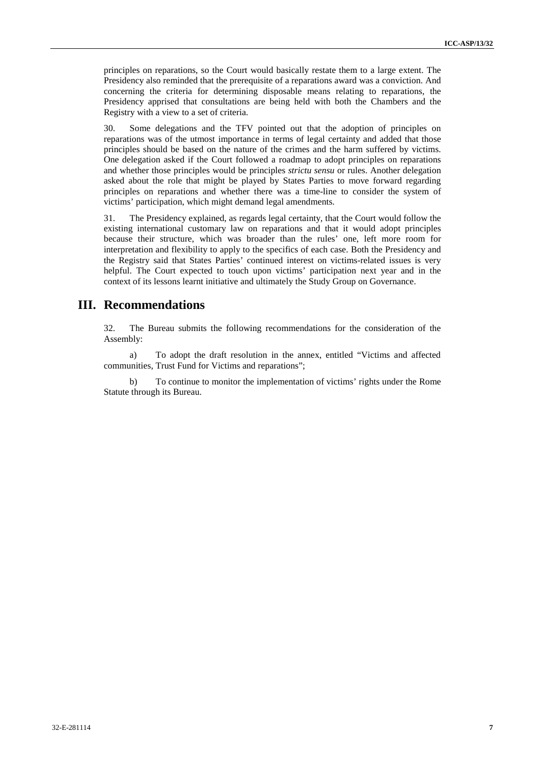principles on reparations, so the Court would basically restate them to a large extent. The Presidency also reminded that the prerequisite of a reparations award was a conviction. And concerning the criteria for determining disposable means relating to reparations, the Presidency apprised that consultations are being held with both the Chambers and the Registry with a view to a set of criteria.

30. Some delegations and the TFV pointed out that the adoption of principles on reparations was of the utmost importance in terms of legal certainty and added that those principles should be based on the nature of the crimes and the harm suffered by victims. One delegation asked if the Court followed a roadmap to adopt principles on reparations and whether those principles would be principles *strictu sensu* or rules. Another delegation asked about the role that might be played by States Parties to move forward regarding principles on reparations and whether there was a time-line to consider the system of victims' participation, which might demand legal amendments.

31. The Presidency explained, as regards legal certainty, that the Court would follow the existing international customary law on reparations and that it would adopt principles because their structure, which was broader than the rules' one, left more room for interpretation and flexibility to apply to the specifics of each case. Both the Presidency and the Registry said that States Parties' continued interest on victims-related issues is very helpful. The Court expected to touch upon victims' participation next year and in the context of its lessons learnt initiative and ultimately the Study Group on Governance.

# III. Recommendations

32. The Bureau submits the following recommendations for the consideration of the Assembly:

a) To adopt the draft resolution in the annex, entitled "Victims and affected communities, Trust Fund for Victims and reparations";

b) To continue to monitor the implementation of victims' rights under the Rome Statute through its Bureau.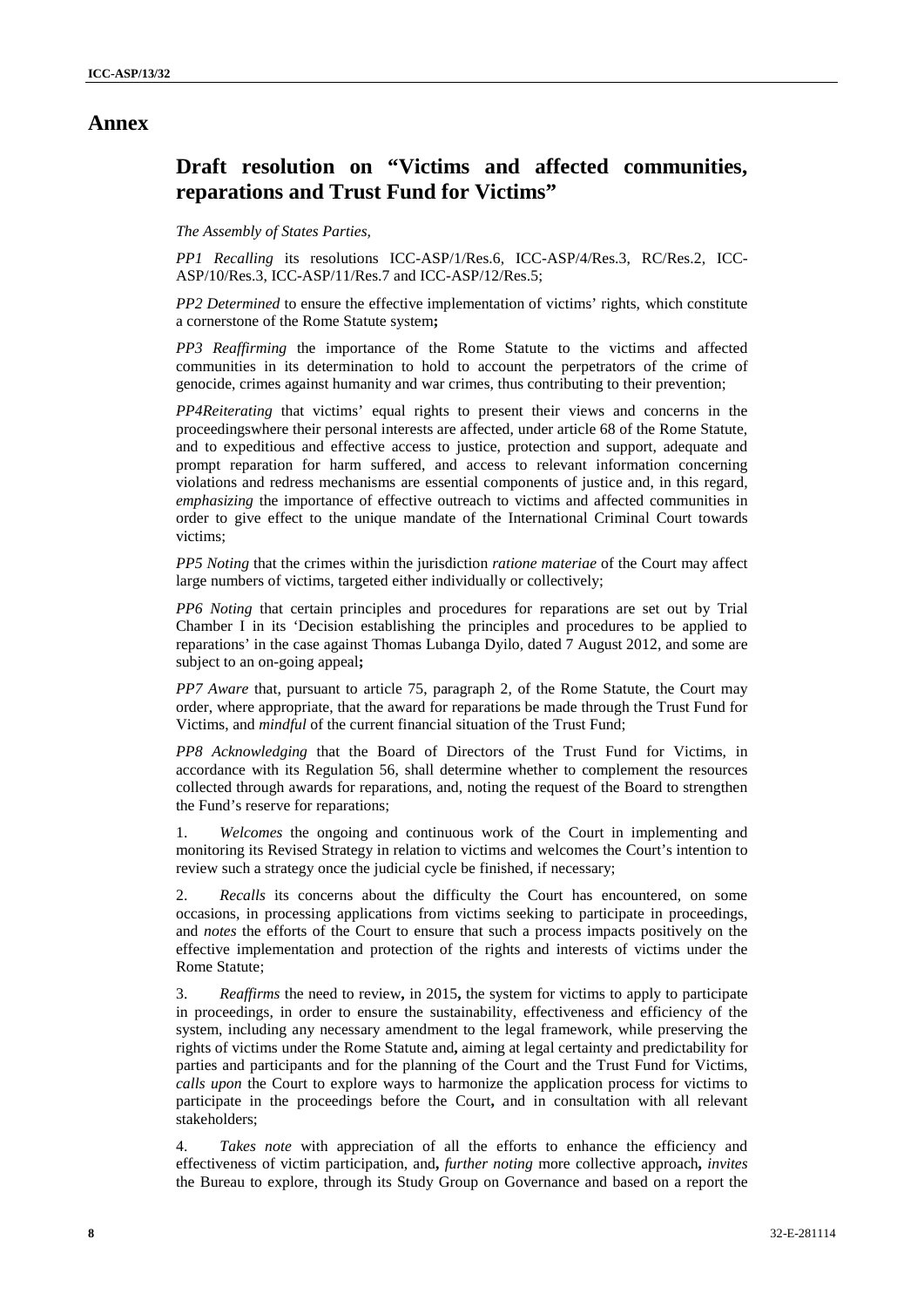# Annex

## Draft resolution on "Victims and affected communities, reparations and Trust Fund for Victims"

*The Assembly of States Parties,*

*PP1 Recalling* its resolutions ICC-ASP/1/Res.6, ICC-ASP/4/Res.3, RC/Res.2, ICC-ASP/10/Res.3, ICC-ASP/11/Res.7 and ICC-ASP/12/Res.5;

*PP2 Determined* to ensure the effective implementation of victims' rights, which constitute a cornerstone of the Rome Statute system**;**

*PP3 Reaffirming* the importance of the Rome Statute to the victims and affected communities in its determination to hold to account the perpetrators of the crime of genocide, crimes against humanity and war crimes, thus contributing to their prevention;

*PP4Reiterating* that victims' equal rights to present their views and concerns in the proceedingswhere their personal interests are affected, under article 68 of the Rome Statute, and to expeditious and effective access to justice, protection and support, adequate and prompt reparation for harm suffered, and access to relevant information concerning violations and redress mechanisms are essential components of justice and, in this regard, *emphasizing* the importance of effective outreach to victims and affected communities in order to give effect to the unique mandate of the International Criminal Court towards victims;

*PP5 Noting* that the crimes within the jurisdiction *ratione materiae* of the Court may affect large numbers of victims, targeted either individually or collectively;

*PP6 Noting* that certain principles and procedures for reparations are set out by Trial Chamber I in its 'Decision establishing the principles and procedures to be applied to reparations' in the case against Thomas Lubanga Dyilo, dated 7 August 2012, and some are subject to an on-going appeal**;**

*PP7 Aware* that, pursuant to article 75, paragraph 2, of the Rome Statute, the Court may order, where appropriate, that the award for reparations be made through the Trust Fund for Victims, and *mindful* of the current financial situation of the Trust Fund;

*PP8 Acknowledging* that the Board of Directors of the Trust Fund for Victims, in accordance with its Regulation 56, shall determine whether to complement the resources collected through awards for reparations, and, noting the request of the Board to strengthen the Fund's reserve for reparations;

1. *Welcomes* the ongoing and continuous work of the Court in implementing and monitoring its Revised Strategy in relation to victims and welcomes the Court's intention to review such a strategy once the judicial cycle be finished, if necessary;

2. *Recalls* its concerns about the difficulty the Court has encountered, on some occasions, in processing applications from victims seeking to participate in proceedings, and *notes* the efforts of the Court to ensure that such a process impacts positively on the effective implementation and protection of the rights and interests of victims under the Rome Statute;

3. *Reaffirms* the need to review**,** in 2015**,** the system for victims to apply to participate in proceedings, in order to ensure the sustainability, effectiveness and efficiency of the system, including any necessary amendment to the legal framework, while preserving the rights of victims under the Rome Statute and**,** aiming at legal certainty and predictability for parties and participants and for the planning of the Court and the Trust Fund for Victims, *calls upon* the Court to explore ways to harmonize the application process for victims to participate in the proceedings before the Court**,** and in consultation with all relevant stakeholders;

4. *Takes note* with appreciation of all the efforts to enhance the efficiency and effectiveness of victim participation, and**,** *further noting* more collective approach**,** *invites* the Bureau to explore, through its Study Group on Governance and based on a report the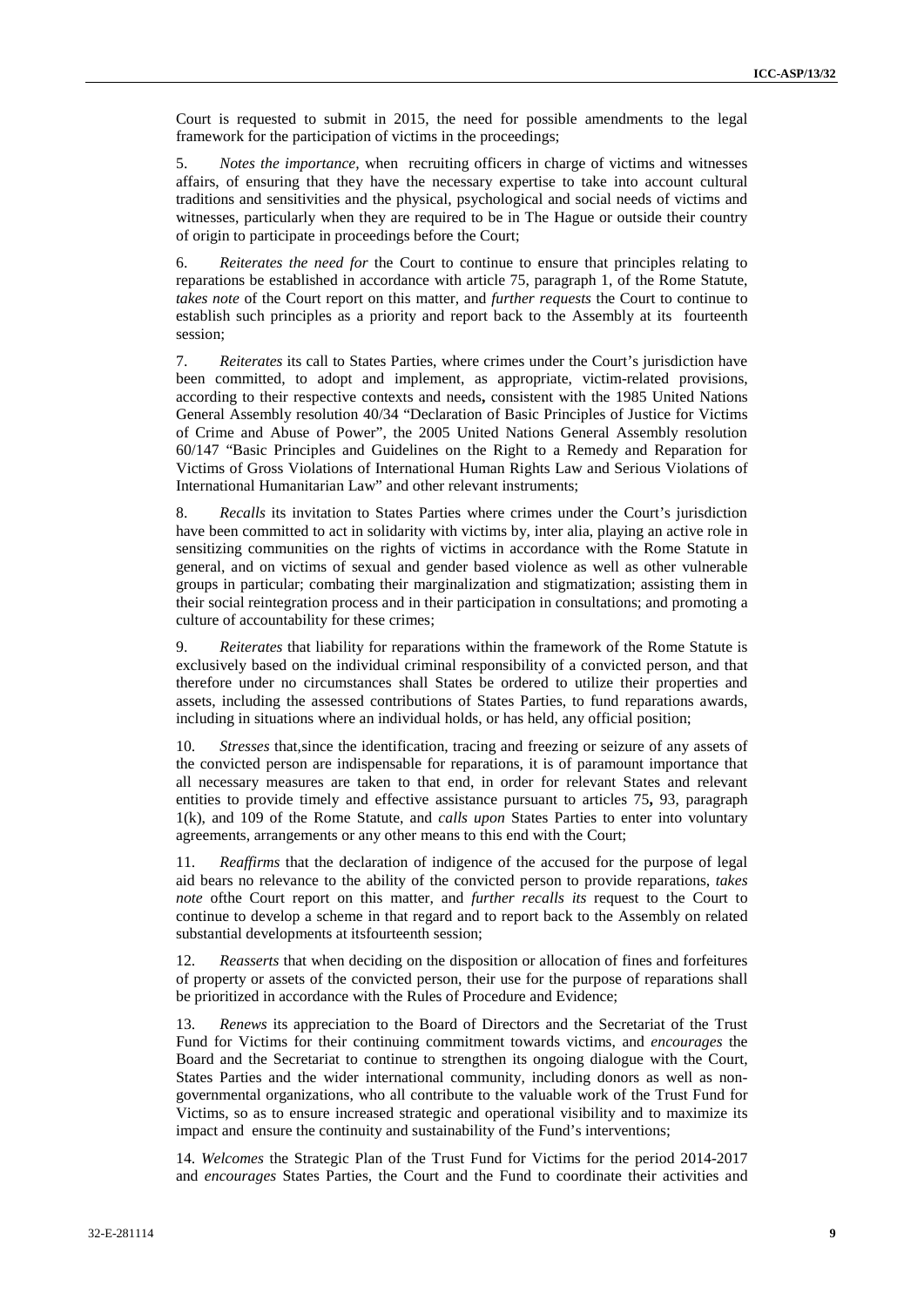Court is requested to submit in 2015, the need for possible amendments to the legal framework for the participation of victims in the proceedings;

5. *Notes the importance,* when recruiting officers in charge of victims and witnesses affairs, of ensuring that they have the necessary expertise to take into account cultural traditions and sensitivities and the physical, psychological and social needs of victims and witnesses, particularly when they are required to be in The Hague or outside their country of origin to participate in proceedings before the Court;

6. *Reiterates the need for* the Court to continue to ensure that principles relating to reparations be established in accordance with article 75, paragraph 1, of the Rome Statute, *takes note* of the Court report on this matter, and *further requests* the Court to continue to establish such principles as a priority and report back to the Assembly at its fourteenth session;

7. *Reiterates* its call to States Parties, where crimes under the Court's jurisdiction have been committed, to adopt and implement, as appropriate, victim-related provisions, according to their respective contexts and needs**,** consistent with the 1985 United Nations General Assembly resolution 40/34 "Declaration of Basic Principles of Justice for Victims of Crime and Abuse of Power", the 2005 United Nations General Assembly resolution 60/147 "Basic Principles and Guidelines on the Right to a Remedy and Reparation for Victims of Gross Violations of International Human Rights Law and Serious Violations of International Humanitarian Law" and other relevant instruments;

8. *Recalls* its invitation to States Parties where crimes under the Court's jurisdiction have been committed to act in solidarity with victims by, inter alia, playing an active role in sensitizing communities on the rights of victims in accordance with the Rome Statute in general, and on victims of sexual and gender based violence as well as other vulnerable groups in particular; combating their marginalization and stigmatization; assisting them in their social reintegration process and in their participation in consultations; and promoting a culture of accountability for these crimes;

9. *Reiterates* that liability for reparations within the framework of the Rome Statute is exclusively based on the individual criminal responsibility of a convicted person, and that therefore under no circumstances shall States be ordered to utilize their properties and assets, including the assessed contributions of States Parties, to fund reparations awards, including in situations where an individual holds, or has held, any official position;

10. *Stresses* that,since the identification, tracing and freezing or seizure of any assets of the convicted person are indispensable for reparations, it is of paramount importance that all necessary measures are taken to that end, in order for relevant States and relevant entities to provide timely and effective assistance pursuant to articles 75**,** 93, paragraph 1(k), and 109 of the Rome Statute, and *calls upon* States Parties to enter into voluntary agreements, arrangements or any other means to this end with the Court;

11. *Reaffirms* that the declaration of indigence of the accused for the purpose of legal aid bears no relevance to the ability of the convicted person to provide reparations, *takes note* ofthe Court report on this matter, and *further recalls its* request to the Court to continue to develop a scheme in that regard and to report back to the Assembly on related substantial developments at itsfourteenth session;

12. *Reasserts* that when deciding on the disposition or allocation of fines and forfeitures of property or assets of the convicted person, their use for the purpose of reparations shall be prioritized in accordance with the Rules of Procedure and Evidence;

13. *Renews* its appreciation to the Board of Directors and the Secretariat of the Trust Fund for Victims for their continuing commitment towards victims, and *encourages* the Board and the Secretariat to continue to strengthen its ongoing dialogue with the Court, States Parties and the wider international community, including donors as well as non-governmental organizations, who all contribute to the valuable work of the Trust Fund for Victims, so as to ensure increased strategic and operational visibility and to maximize its impact and ensure the continuity and sustainability of the Fund's interventions;

14. *Welcomes* the Strategic Plan of the Trust Fund for Victims for the period 2014-2017 and *encourages* States Parties, the Court and the Fund to coordinate their activities and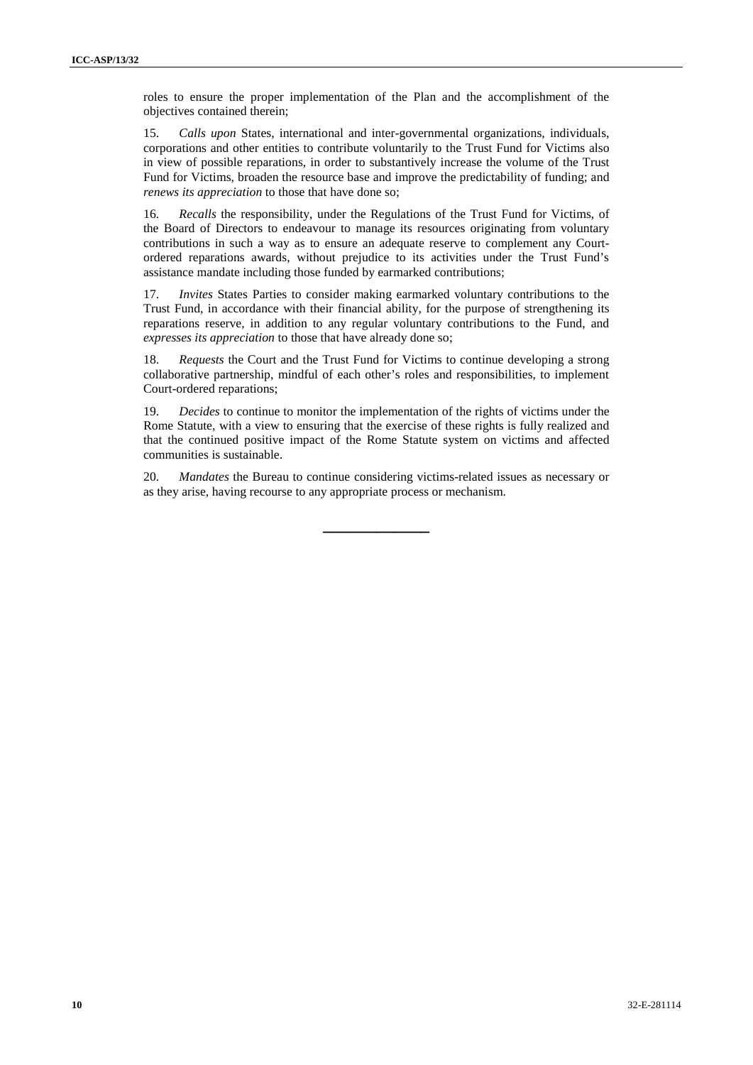roles to ensure the proper implementation of the Plan and the accomplishment of the objectives contained therein;

15. *Calls upon* States, international and inter-governmental organizations, individuals, corporations and other entities to contribute voluntarily to the Trust Fund for Victims also in view of possible reparations, in order to substantively increase the volume of the Trust Fund for Victims, broaden the resource base and improve the predictability of funding; and *renews its appreciation* to those that have done so;

16. *Recalls* the responsibility, under the Regulations of the Trust Fund for Victims, of the Board of Directors to endeavour to manage its resources originating from voluntary contributions in such a way as to ensure an adequate reserve to complement any Court-ordered reparations awards, without prejudice to its activities under the Trust Fund's assistance mandate including those funded by earmarked contributions;

17. *Invites* States Parties to consider making earmarked voluntary contributions to the Trust Fund, in accordance with their financial ability, for the purpose of strengthening its reparations reserve, in addition to any regular voluntary contributions to the Fund, and *expresses its appreciation* to those that have already done so;

18. *Requests* the Court and the Trust Fund for Victims to continue developing a strong collaborative partnership, mindful of each other's roles and responsibilities, to implement Court-ordered reparations;

19. *Decides* to continue to monitor the implementation of the rights of victims under the Rome Statute, with a view to ensuring that the exercise of these rights is fully realized and that the continued positive impact of the Rome Statute system on victims and affected communities is sustainable.

20. *Mandates* the Bureau to continue considering victims-related issues as necessary or as they arise, having recourse to any appropriate process or mechanism.

---